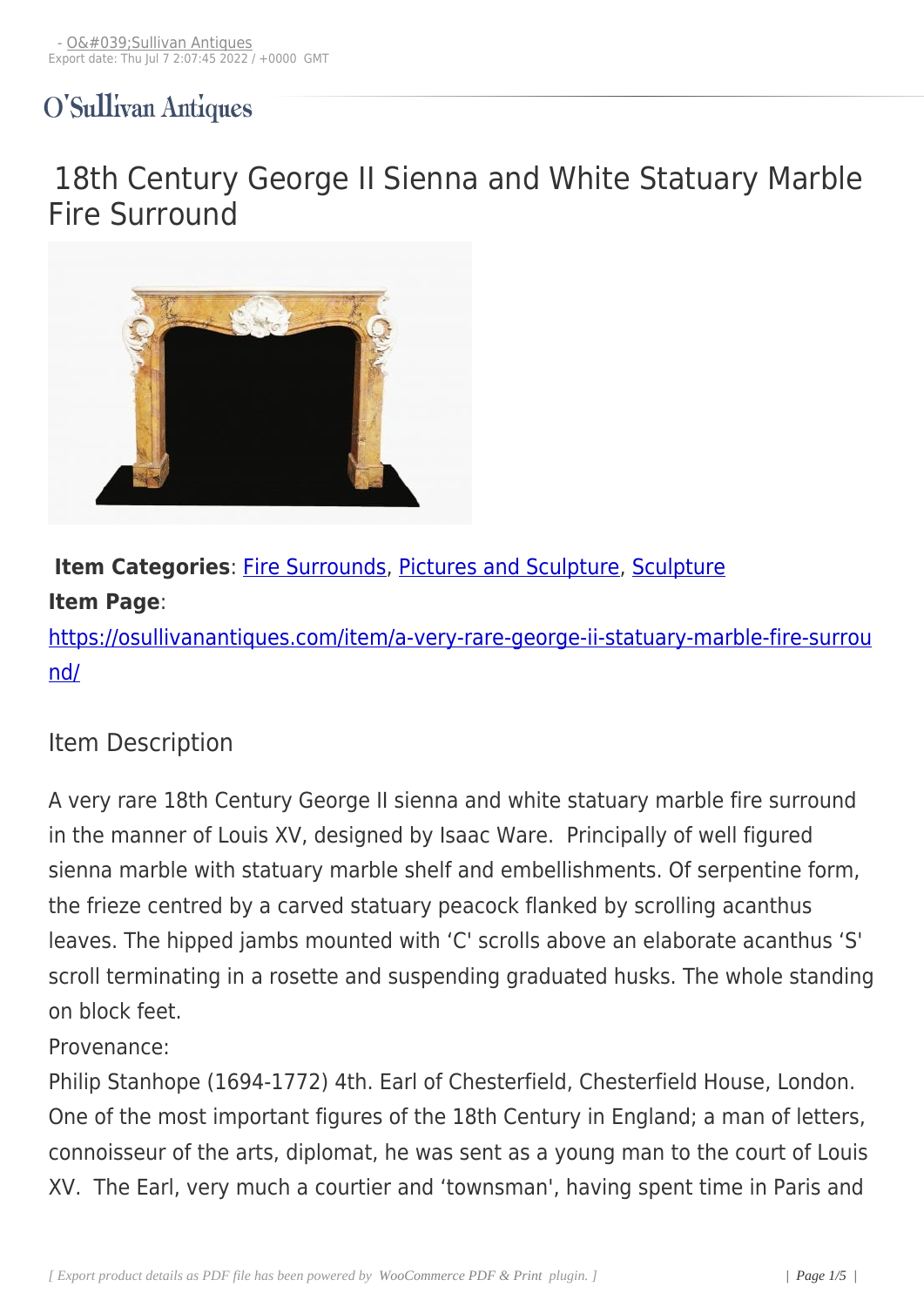- O&#039;Sullivan Antiques
Export date: Thu Jul 7 2:07:45 2022 / +0000 GMT

O'Sullivan Antiques

# 18th Century George II Sienna and White Statuary Marble Fire Surround

**Item Categories**: Fire Surrounds, Pictures and Sculpture, Sculpture

**Item Page**:
https://osullivanantiques.com/item/a-very-rare-george-ii-statuary-marble-fire-surround/

## Item Description

A very rare 18th Century George II sienna and white statuary marble fire surround in the manner of Louis XV, designed by Isaac Ware. Principally of well figured sienna marble with statuary marble shelf and embellishments. Of serpentine form, the frieze centred by a carved statuary peacock flanked by scrolling acanthus leaves. The hipped jambs mounted with 'C' scrolls above an elaborate acanthus 'S' scroll terminating in a rosette and suspending graduated husks. The whole standing on block feet.

Provenance:

Philip Stanhope (1694-1772) 4th. Earl of Chesterfield, Chesterfield House, London. One of the most important figures of the 18th Century in England; a man of letters, connoisseur of the arts, diplomat, he was sent as a young man to the court of Louis XV. The Earl, very much a courtier and 'townsman', having spent time in Paris and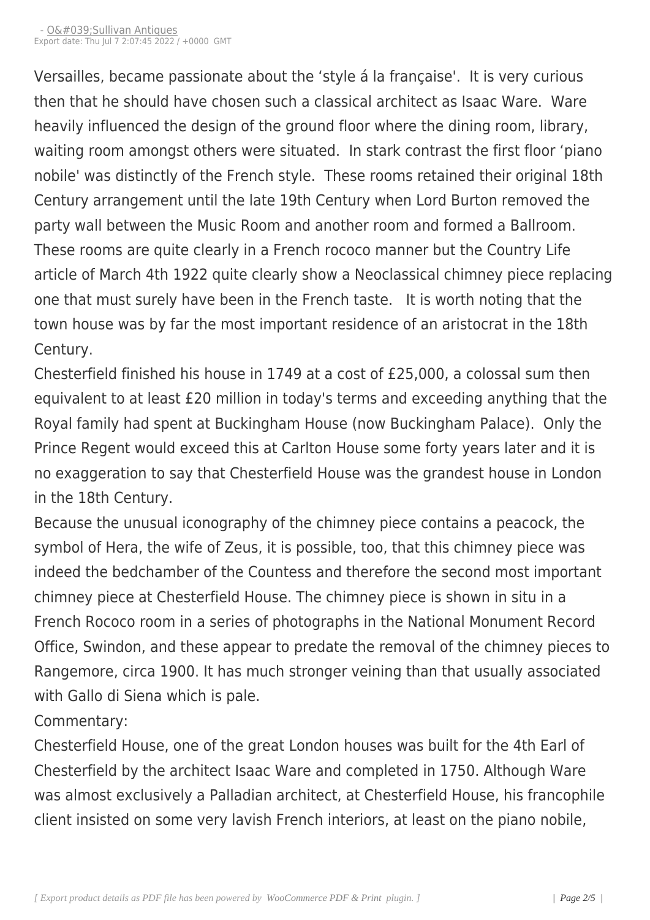Versailles, became passionate about the 'style á la française'.  It is very curious then that he should have chosen such a classical architect as Isaac Ware.  Ware heavily influenced the design of the ground floor where the dining room, library, waiting room amongst others were situated.  In stark contrast the first floor 'piano nobile' was distinctly of the French style.  These rooms retained their original 18th Century arrangement until the late 19th Century when Lord Burton removed the party wall between the Music Room and another room and formed a Ballroom. These rooms are quite clearly in a French rococo manner but the Country Life article of March 4th 1922 quite clearly show a Neoclassical chimney piece replacing one that must surely have been in the French taste.   It is worth noting that the town house was by far the most important residence of an aristocrat in the 18th Century.

Chesterfield finished his house in 1749 at a cost of £25,000, a colossal sum then equivalent to at least £20 million in today's terms and exceeding anything that the Royal family had spent at Buckingham House (now Buckingham Palace).  Only the Prince Regent would exceed this at Carlton House some forty years later and it is no exaggeration to say that Chesterfield House was the grandest house in London in the 18th Century.

Because the unusual iconography of the chimney piece contains a peacock, the symbol of Hera, the wife of Zeus, it is possible, too, that this chimney piece was indeed the bedchamber of the Countess and therefore the second most important chimney piece at Chesterfield House. The chimney piece is shown in situ in a French Rococo room in a series of photographs in the National Monument Record Office, Swindon, and these appear to predate the removal of the chimney pieces to Rangemore, circa 1900. It has much stronger veining than that usually associated with Gallo di Siena which is pale.

Commentary:

Chesterfield House, one of the great London houses was built for the 4th Earl of Chesterfield by the architect Isaac Ware and completed in 1750. Although Ware was almost exclusively a Palladian architect, at Chesterfield House, his francophile client insisted on some very lavish French interiors, at least on the piano nobile,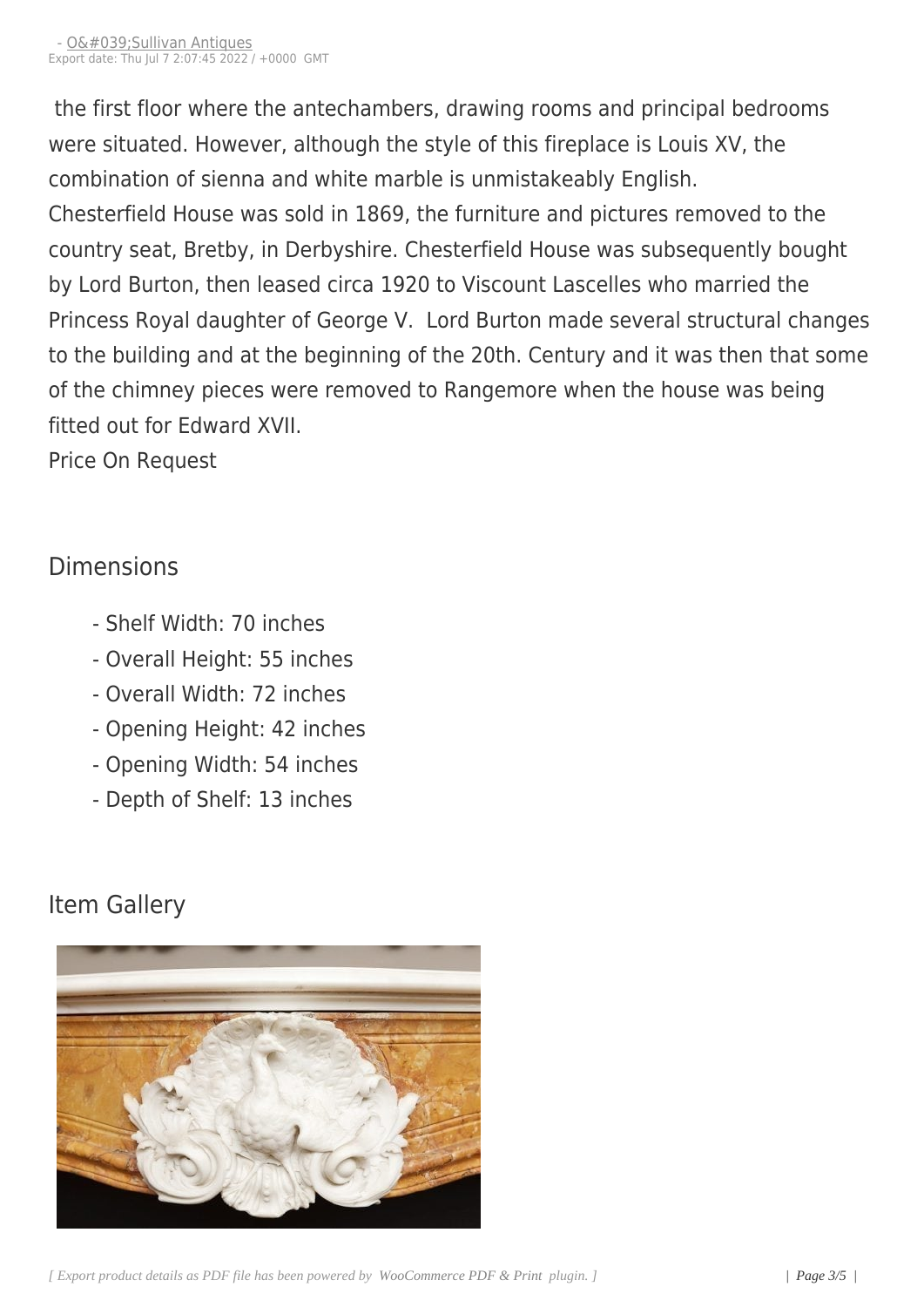the first floor where the antechambers, drawing rooms and principal bedrooms were situated. However, although the style of this fireplace is Louis XV, the combination of sienna and white marble is unmistakeably English.
Chesterfield House was sold in 1869, the furniture and pictures removed to the country seat, Bretby, in Derbyshire. Chesterfield House was subsequently bought by Lord Burton, then leased circa 1920 to Viscount Lascelles who married the Princess Royal daughter of George V. Lord Burton made several structural changes to the building and at the beginning of the 20th. Century and it was then that some of the chimney pieces were removed to Rangemore when the house was being fitted out for Edward XVII.
Price On Request

## Dimensions

- Shelf Width: 70 inches
- Overall Height: 55 inches
- Overall Width: 72 inches
- Opening Height: 42 inches
- Opening Width: 54 inches
- Depth of Shelf: 13 inches

## Item Gallery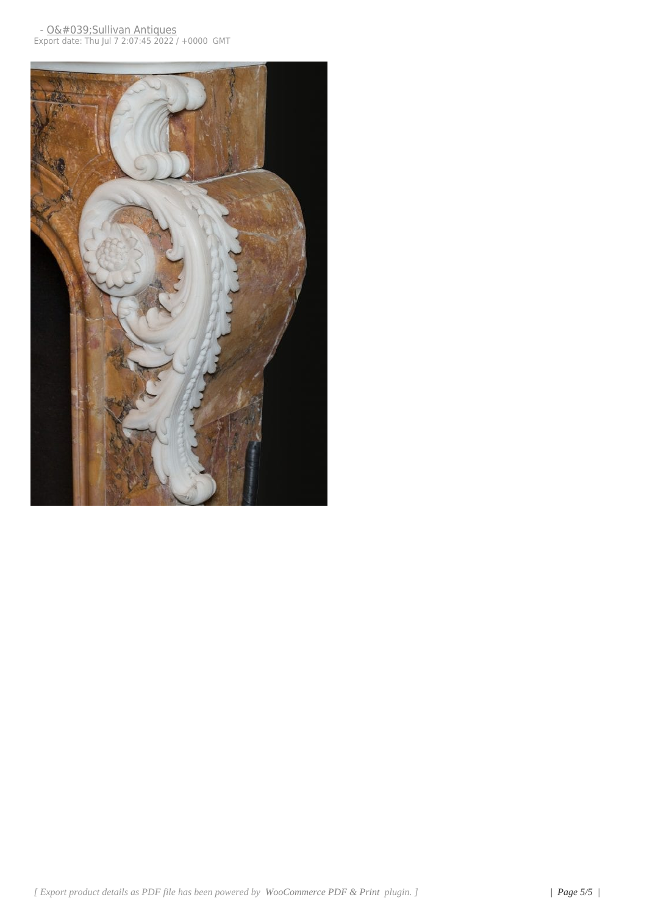- O&#039;Sullivan Antiques
Export date: Thu Jul 7 2:07:45 2022 / +0000 GMT